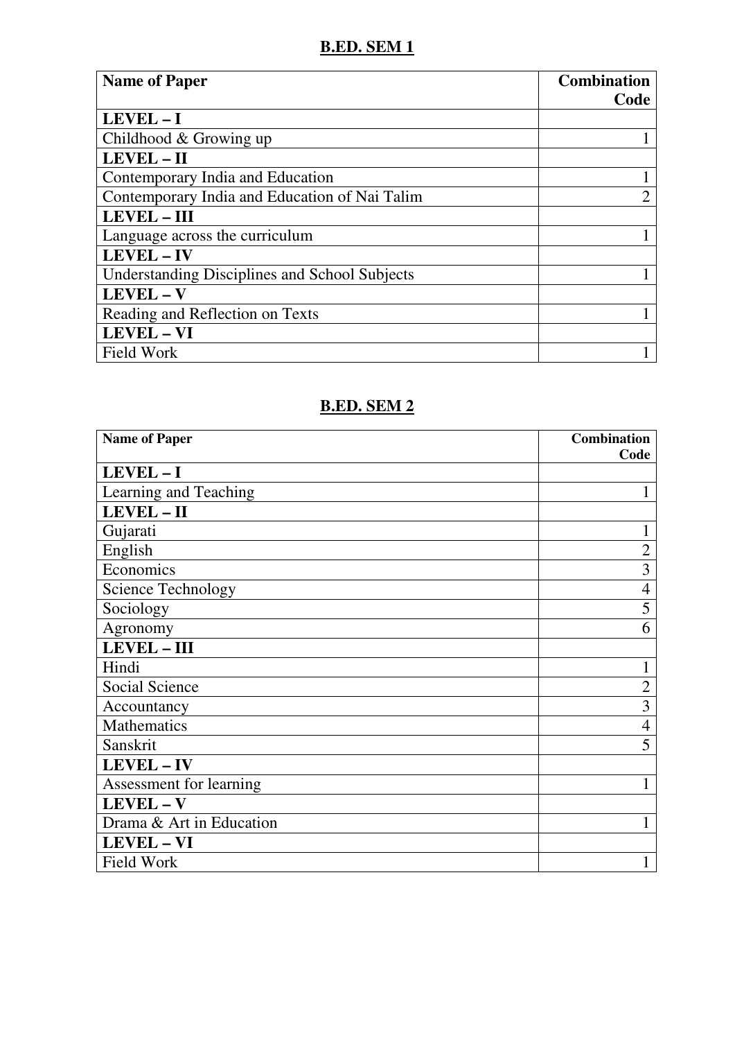## B.ED. SEM 1

| Name of Paper | Combination Code |
|---|---|
| **LEVEL – I** | |
| Childhood & Growing up | 1 |
| **LEVEL – II** | |
| Contemporary India and Education | 1 |
| Contemporary India and Education of Nai Talim | 2 |
| **LEVEL – III** | |
| Language across the curriculum | 1 |
| **LEVEL – IV** | |
| Understanding Disciplines and School Subjects | 1 |
| **LEVEL – V** | |
| Reading and Reflection on Texts | 1 |
| **LEVEL – VI** | |
| Field Work | 1 |

## B.ED. SEM 2

| Name of Paper | Combination Code |
|---|---|
| **LEVEL – I** | |
| Learning and Teaching | 1 |
| **LEVEL – II** | |
| Gujarati | 1 |
| English | 2 |
| Economics | 3 |
| Science Technology | 4 |
| Sociology | 5 |
| Agronomy | 6 |
| **LEVEL – III** | |
| Hindi | 1 |
| Social Science | 2 |
| Accountancy | 3 |
| Mathematics | 4 |
| Sanskrit | 5 |
| **LEVEL – IV** | |
| Assessment for learning | 1 |
| **LEVEL – V** | |
| Drama & Art in Education | 1 |
| **LEVEL – VI** | |
| Field Work | 1 |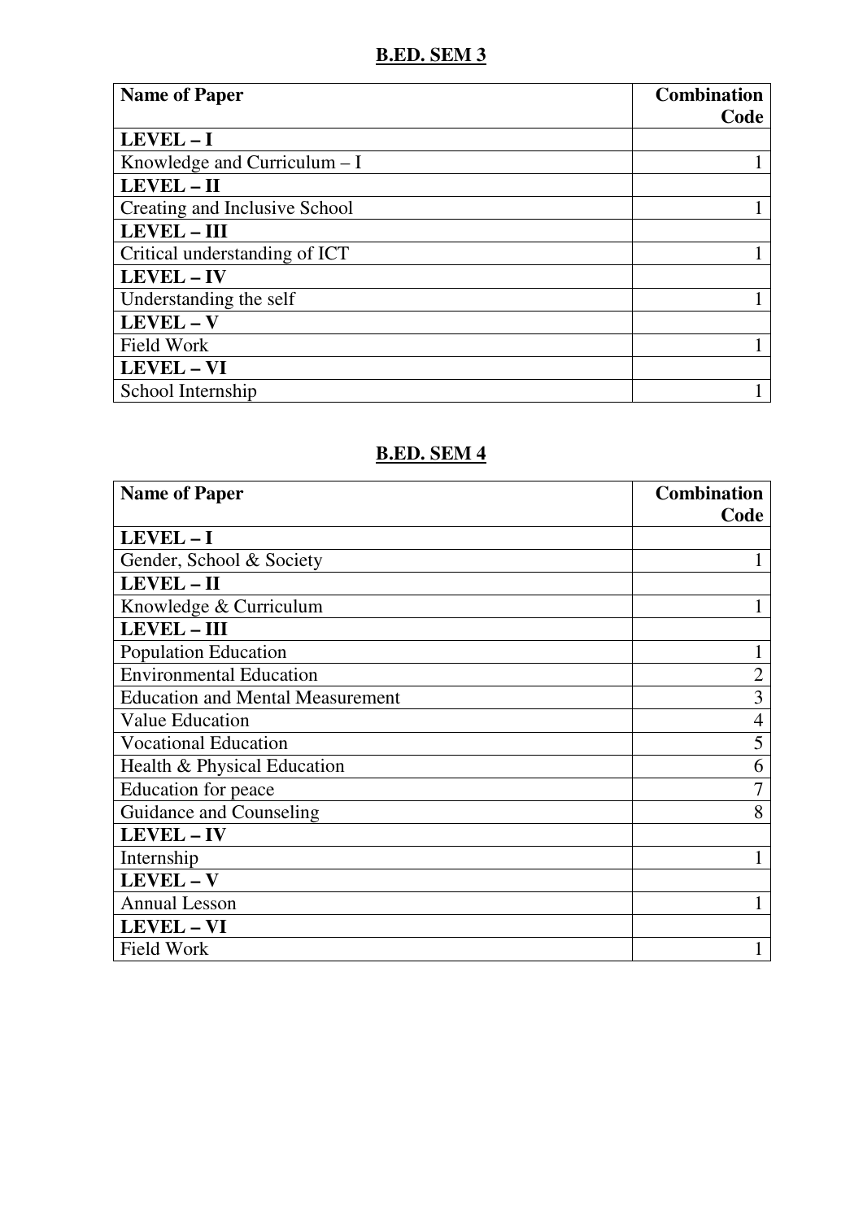## B.ED. SEM 3

| Name of Paper | Combination Code |
| --- | --- |
| **LEVEL – I** | |
| Knowledge and Curriculum – I | 1 |
| **LEVEL – II** | |
| Creating and Inclusive School | 1 |
| **LEVEL – III** | |
| Critical understanding of ICT | 1 |
| **LEVEL – IV** | |
| Understanding the self | 1 |
| **LEVEL – V** | |
| Field Work | 1 |
| **LEVEL – VI** | |
| School Internship | 1 |

## B.ED. SEM 4

| Name of Paper | Combination Code |
| --- | --- |
| **LEVEL – I** | |
| Gender, School & Society | 1 |
| **LEVEL – II** | |
| Knowledge & Curriculum | 1 |
| **LEVEL – III** | |
| Population Education | 1 |
| Environmental Education | 2 |
| Education and Mental Measurement | 3 |
| Value Education | 4 |
| Vocational Education | 5 |
| Health & Physical Education | 6 |
| Education for peace | 7 |
| Guidance and Counseling | 8 |
| **LEVEL – IV** | |
| Internship | 1 |
| **LEVEL – V** | |
| Annual Lesson | 1 |
| **LEVEL – VI** | |
| Field Work | 1 |